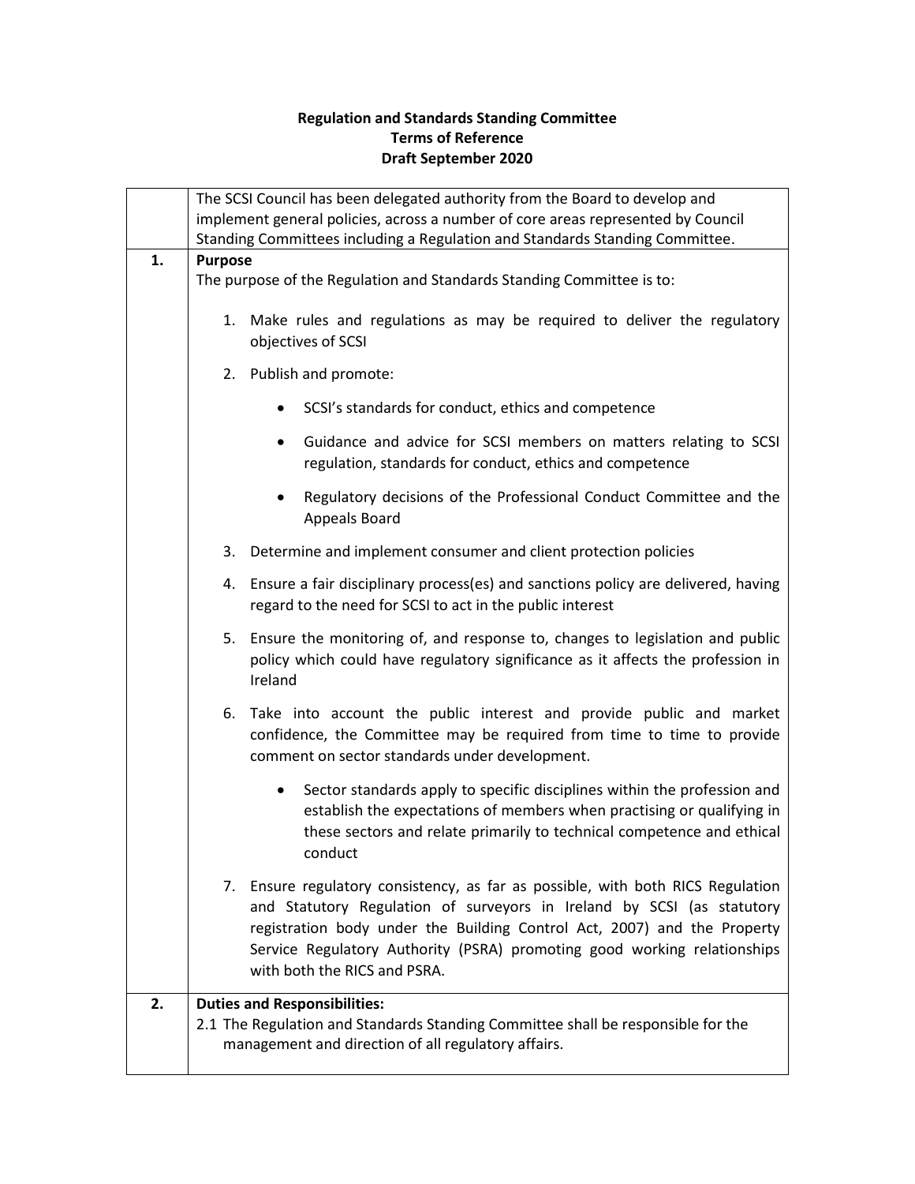**Regulation and Standards Standing Committee**
**Terms of Reference**
**Draft September 2020**

| | |
|---|---|
| | The SCSI Council has been delegated authority from the Board to develop and implement general policies, across a number of core areas represented by Council Standing Committees including a Regulation and Standards Standing Committee. |
| **1.** | **Purpose**<br>The purpose of the Regulation and Standards Standing Committee is to:<br><br>1. Make rules and regulations as may be required to deliver the regulatory objectives of SCSI<br>2. Publish and promote:<br>• SCSI's standards for conduct, ethics and competence<br>• Guidance and advice for SCSI members on matters relating to SCSI regulation, standards for conduct, ethics and competence<br>• Regulatory decisions of the Professional Conduct Committee and the Appeals Board<br>3. Determine and implement consumer and client protection policies<br>4. Ensure a fair disciplinary process(es) and sanctions policy are delivered, having regard to the need for SCSI to act in the public interest<br>5. Ensure the monitoring of, and response to, changes to legislation and public policy which could have regulatory significance as it affects the profession in Ireland<br>6. Take into account the public interest and provide public and market confidence, the Committee may be required from time to time to provide comment on sector standards under development.<br>• Sector standards apply to specific disciplines within the profession and establish the expectations of members when practising or qualifying in these sectors and relate primarily to technical competence and ethical conduct<br>7. Ensure regulatory consistency, as far as possible, with both RICS Regulation and Statutory Regulation of surveyors in Ireland by SCSI (as statutory registration body under the Building Control Act, 2007) and the Property Service Regulatory Authority (PSRA) promoting good working relationships with both the RICS and PSRA. |
| **2.** | **Duties and Responsibilities:**<br>2.1 The Regulation and Standards Standing Committee shall be responsible for the management and direction of all regulatory affairs. |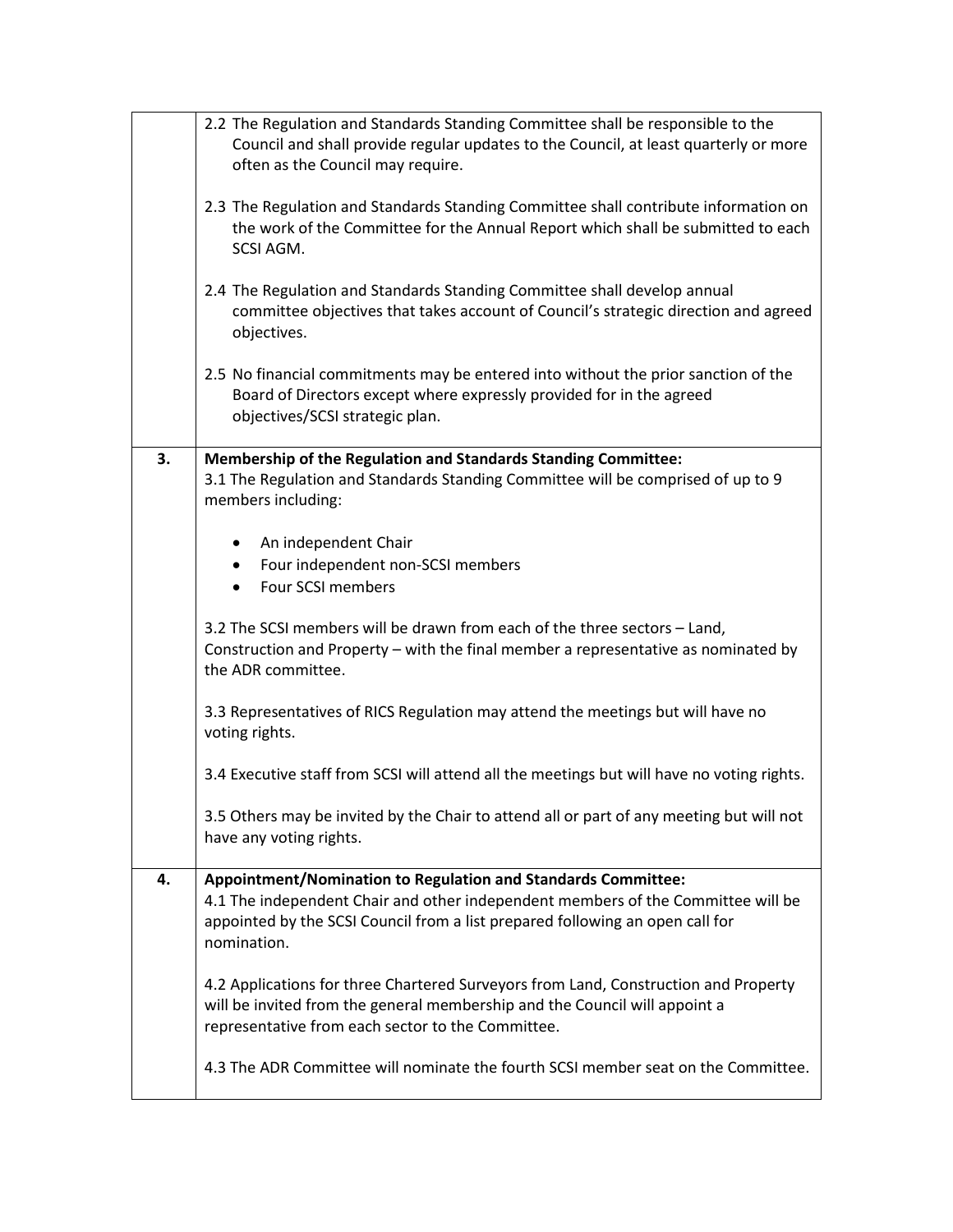| | |
|---|---|
| | 2.2 The Regulation and Standards Standing Committee shall be responsible to the Council and shall provide regular updates to the Council, at least quarterly or more often as the Council may require.<br><br>2.3 The Regulation and Standards Standing Committee shall contribute information on the work of the Committee for the Annual Report which shall be submitted to each SCSI AGM.<br><br>2.4 The Regulation and Standards Standing Committee shall develop annual committee objectives that takes account of Council's strategic direction and agreed objectives.<br><br>2.5 No financial commitments may be entered into without the prior sanction of the Board of Directors except where expressly provided for in the agreed objectives/SCSI strategic plan. |
| **3.** | **Membership of the Regulation and Standards Standing Committee:**<br>3.1 The Regulation and Standards Standing Committee will be comprised of up to 9 members including:<br><br>• An independent Chair<br>• Four independent non-SCSI members<br>• Four SCSI members<br><br>3.2 The SCSI members will be drawn from each of the three sectors – Land, Construction and Property – with the final member a representative as nominated by the ADR committee.<br><br>3.3 Representatives of RICS Regulation may attend the meetings but will have no voting rights.<br><br>3.4 Executive staff from SCSI will attend all the meetings but will have no voting rights.<br><br>3.5 Others may be invited by the Chair to attend all or part of any meeting but will not have any voting rights. |
| **4.** | **Appointment/Nomination to Regulation and Standards Committee:**<br>4.1 The independent Chair and other independent members of the Committee will be appointed by the SCSI Council from a list prepared following an open call for nomination.<br><br>4.2 Applications for three Chartered Surveyors from Land, Construction and Property will be invited from the general membership and the Council will appoint a representative from each sector to the Committee.<br><br>4.3 The ADR Committee will nominate the fourth SCSI member seat on the Committee. |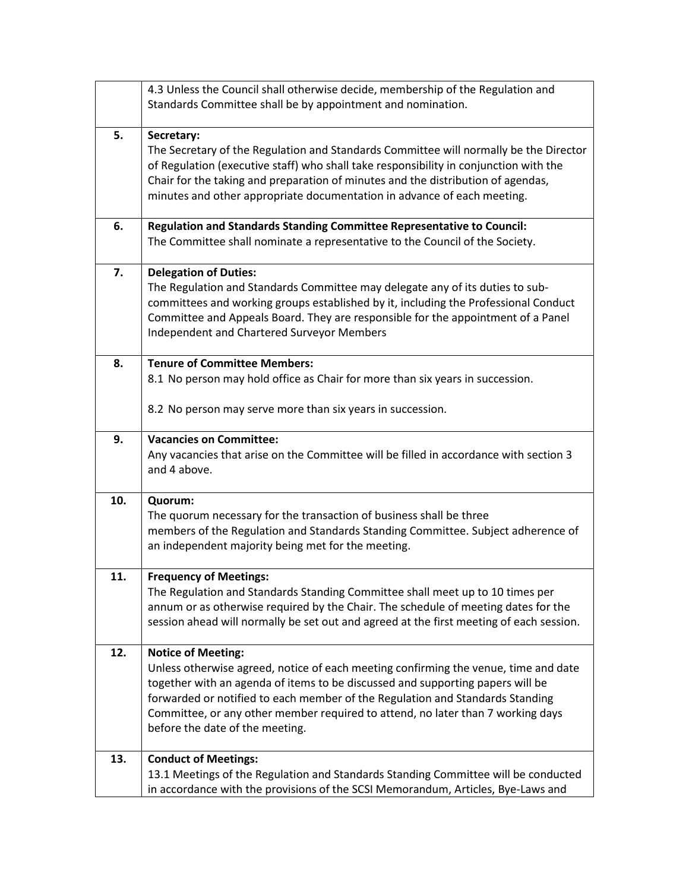|  |  |
|---|---|
|  | 4.3 Unless the Council shall otherwise decide, membership of the Regulation and Standards Committee shall be by appointment and nomination. |
| **5.** | **Secretary:**<br>The Secretary of the Regulation and Standards Committee will normally be the Director of Regulation (executive staff) who shall take responsibility in conjunction with the Chair for the taking and preparation of minutes and the distribution of agendas, minutes and other appropriate documentation in advance of each meeting. |
| **6.** | **Regulation and Standards Standing Committee Representative to Council:**<br>The Committee shall nominate a representative to the Council of the Society. |
| **7.** | **Delegation of Duties:**<br>The Regulation and Standards Committee may delegate any of its duties to sub-committees and working groups established by it, including the Professional Conduct Committee and Appeals Board. They are responsible for the appointment of a Panel Independent and Chartered Surveyor Members |
| **8.** | **Tenure of Committee Members:**<br>8.1 No person may hold office as Chair for more than six years in succession.<br><br>8.2 No person may serve more than six years in succession. |
| **9.** | **Vacancies on Committee:**<br>Any vacancies that arise on the Committee will be filled in accordance with section 3 and 4 above. |
| **10.** | **Quorum:**<br>The quorum necessary for the transaction of business shall be three members of the Regulation and Standards Standing Committee. Subject adherence of an independent majority being met for the meeting. |
| **11.** | **Frequency of Meetings:**<br>The Regulation and Standards Standing Committee shall meet up to 10 times per annum or as otherwise required by the Chair. The schedule of meeting dates for the session ahead will normally be set out and agreed at the first meeting of each session. |
| **12.** | **Notice of Meeting:**<br>Unless otherwise agreed, notice of each meeting confirming the venue, time and date together with an agenda of items to be discussed and supporting papers will be forwarded or notified to each member of the Regulation and Standards Standing Committee, or any other member required to attend, no later than 7 working days before the date of the meeting. |
| **13.** | **Conduct of Meetings:**<br>13.1 Meetings of the Regulation and Standards Standing Committee will be conducted in accordance with the provisions of the SCSI Memorandum, Articles, Bye-Laws and |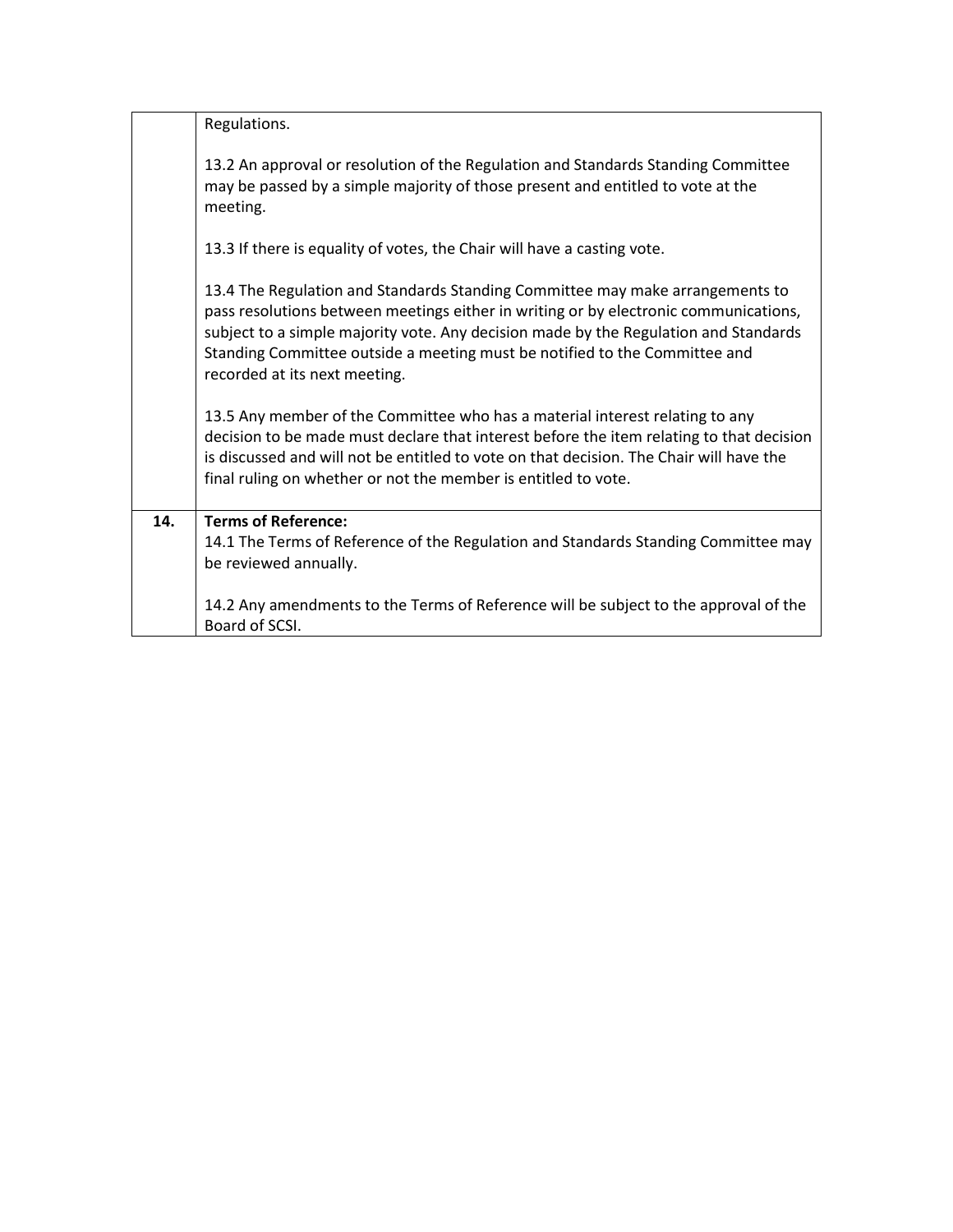| | |
|---|---|
| | Regulations.<br><br>13.2 An approval or resolution of the Regulation and Standards Standing Committee may be passed by a simple majority of those present and entitled to vote at the meeting.<br><br>13.3 If there is equality of votes, the Chair will have a casting vote.<br><br>13.4 The Regulation and Standards Standing Committee may make arrangements to pass resolutions between meetings either in writing or by electronic communications, subject to a simple majority vote. Any decision made by the Regulation and Standards Standing Committee outside a meeting must be notified to the Committee and recorded at its next meeting.<br><br>13.5 Any member of the Committee who has a material interest relating to any decision to be made must declare that interest before the item relating to that decision is discussed and will not be entitled to vote on that decision. The Chair will have the final ruling on whether or not the member is entitled to vote. |
| **14.** | **Terms of Reference:**<br>14.1 The Terms of Reference of the Regulation and Standards Standing Committee may be reviewed annually.<br><br>14.2 Any amendments to the Terms of Reference will be subject to the approval of the Board of SCSI. |